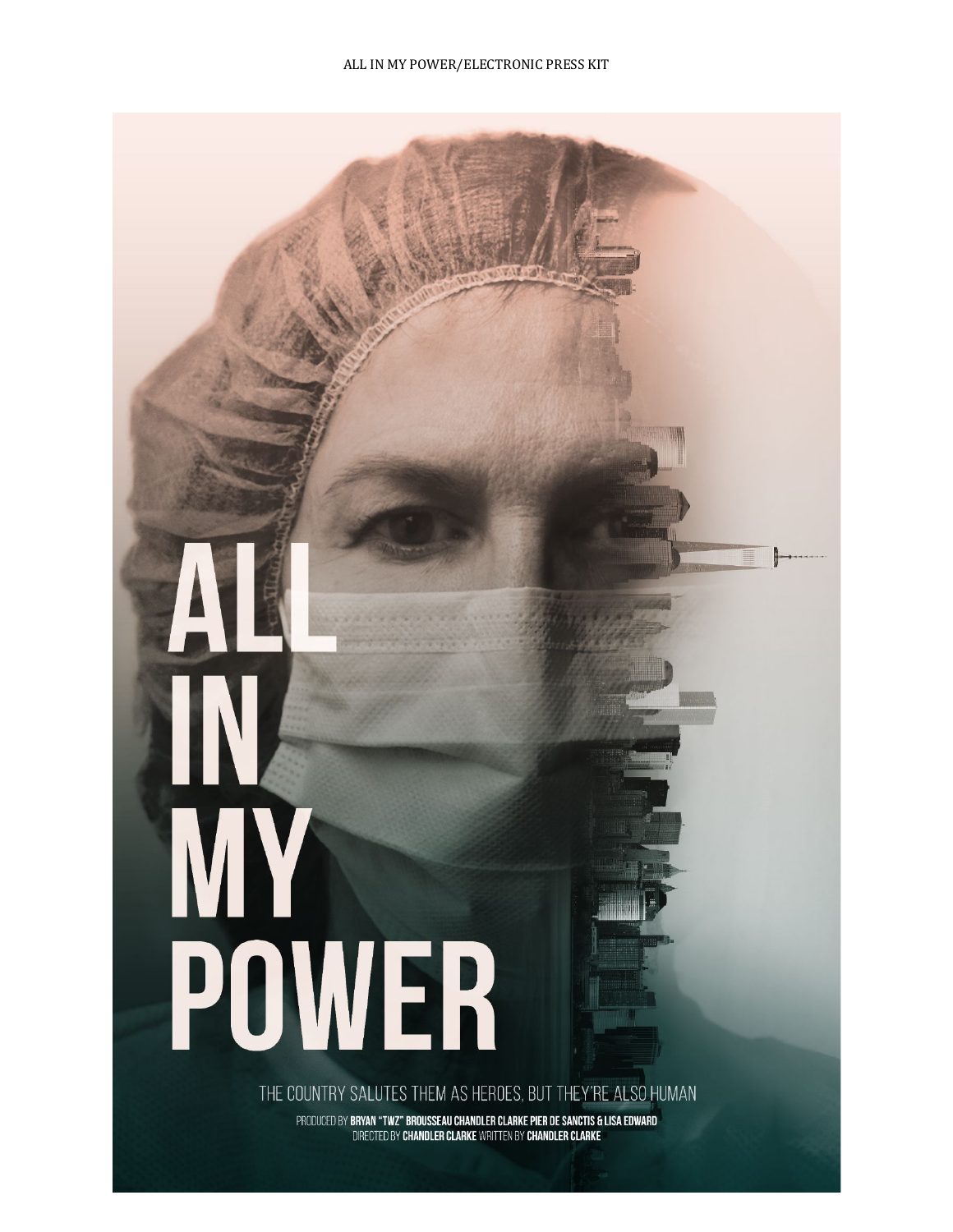# ALL IN MY POWER

THE COUNTRY SALUTES THEM AS HEROES, BUT THEY'RE ALSO HUMAN

PRODUCED BY **BRYAN "TWZ" BROUSSEAU CHANDLER CLARKE PIER DE SANCTIS & LISA EDWARD**
DIRECTED BY **CHANDLER CLARKE** WRITTEN BY **CHANDLER CLARKE**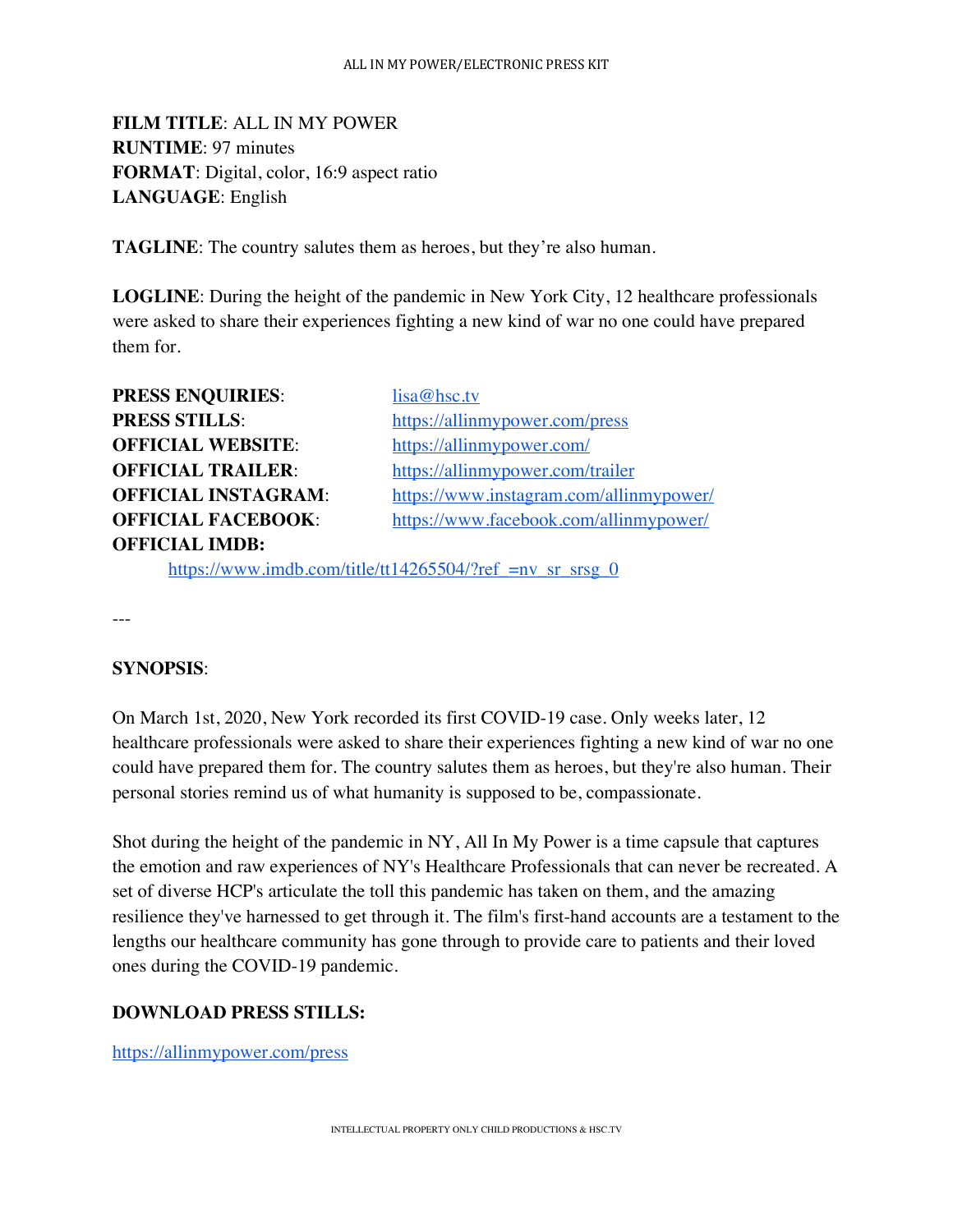**FILM TITLE**: ALL IN MY POWER
**RUNTIME**: 97 minutes
**FORMAT**: Digital, color, 16:9 aspect ratio
**LANGUAGE**: English

**TAGLINE**: The country salutes them as heroes, but they're also human.

**LOGLINE**: During the height of the pandemic in New York City, 12 healthcare professionals were asked to share their experiences fighting a new kind of war no one could have prepared them for.

**PRESS ENQUIRIES**: lisa@hsc.tv
**PRESS STILLS**: https://allinmypower.com/press
**OFFICIAL WEBSITE**: https://allinmypower.com/
**OFFICIAL TRAILER**: https://allinmypower.com/trailer
**OFFICIAL INSTAGRAM**: https://www.instagram.com/allinmypower/
**OFFICIAL FACEBOOK**: https://www.facebook.com/allinmypower/
**OFFICIAL IMDB:**
https://www.imdb.com/title/tt14265504/?ref_=nv_sr_srsg_0

---

**SYNOPSIS**:

On March 1st, 2020, New York recorded its first COVID-19 case. Only weeks later, 12 healthcare professionals were asked to share their experiences fighting a new kind of war no one could have prepared them for. The country salutes them as heroes, but they're also human. Their personal stories remind us of what humanity is supposed to be, compassionate.

Shot during the height of the pandemic in NY, All In My Power is a time capsule that captures the emotion and raw experiences of NY's Healthcare Professionals that can never be recreated. A set of diverse HCP's articulate the toll this pandemic has taken on them, and the amazing resilience they've harnessed to get through it. The film's first-hand accounts are a testament to the lengths our healthcare community has gone through to provide care to patients and their loved ones during the COVID-19 pandemic.

**DOWNLOAD PRESS STILLS:**

https://allinmypower.com/press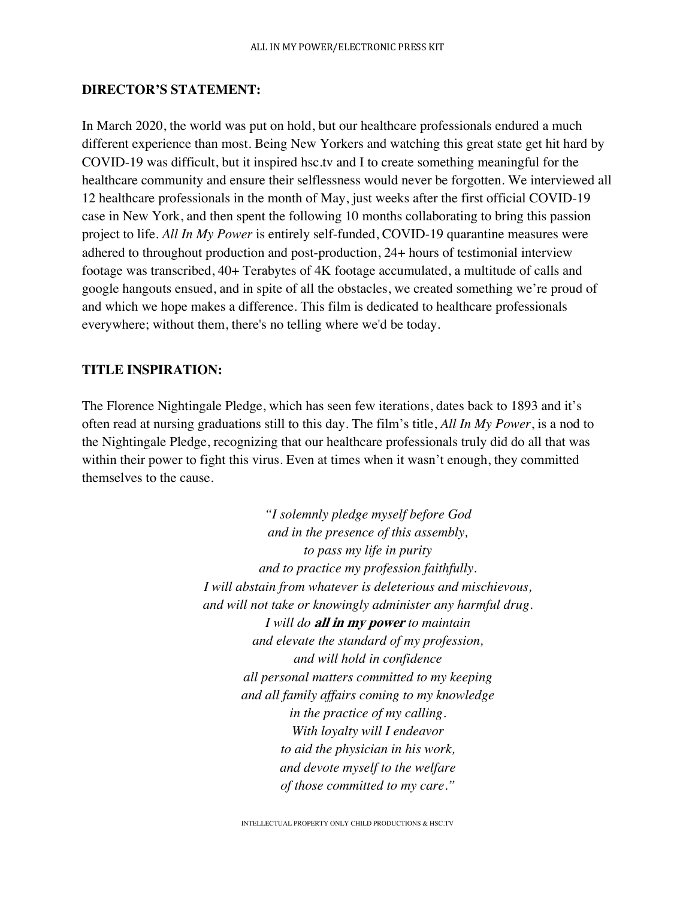## DIRECTOR'S STATEMENT:

In March 2020, the world was put on hold, but our healthcare professionals endured a much different experience than most. Being New Yorkers and watching this great state get hit hard by COVID-19 was difficult, but it inspired hsc.tv and I to create something meaningful for the healthcare community and ensure their selflessness would never be forgotten. We interviewed all 12 healthcare professionals in the month of May, just weeks after the first official COVID-19 case in New York, and then spent the following 10 months collaborating to bring this passion project to life. *All In My Power* is entirely self-funded, COVID-19 quarantine measures were adhered to throughout production and post-production, 24+ hours of testimonial interview footage was transcribed, 40+ Terabytes of 4K footage accumulated, a multitude of calls and google hangouts ensued, and in spite of all the obstacles, we created something we're proud of and which we hope makes a difference. This film is dedicated to healthcare professionals everywhere; without them, there's no telling where we'd be today.

## TITLE INSPIRATION:

The Florence Nightingale Pledge, which has seen few iterations, dates back to 1893 and it's often read at nursing graduations still to this day. The film's title, *All In My Power*, is a nod to the Nightingale Pledge, recognizing that our healthcare professionals truly did do all that was within their power to fight this virus. Even at times when it wasn't enough, they committed themselves to the cause.

*"I solemnly pledge myself before God*
*and in the presence of this assembly,*
*to pass my life in purity*
*and to practice my profession faithfully.*
*I will abstain from whatever is deleterious and mischievous,*
*and will not take or knowingly administer any harmful drug.*
*I will do* ***all in my power*** *to maintain*
*and elevate the standard of my profession,*
*and will hold in confidence*
*all personal matters committed to my keeping*
*and all family affairs coming to my knowledge*
*in the practice of my calling.*
*With loyalty will I endeavor*
*to aid the physician in his work,*
*and devote myself to the welfare*
*of those committed to my care."*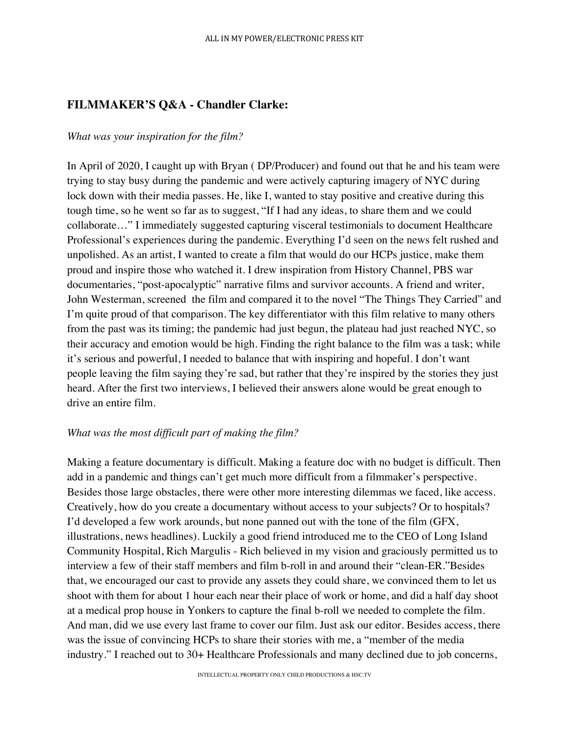## FILMMAKER'S Q&A - Chandler Clarke:

*What was your inspiration for the film?*

In April of 2020, I caught up with Bryan ( DP/Producer) and found out that he and his team were trying to stay busy during the pandemic and were actively capturing imagery of NYC during lock down with their media passes. He, like I, wanted to stay positive and creative during this tough time, so he went so far as to suggest, "If I had any ideas, to share them and we could collaborate…" I immediately suggested capturing visceral testimonials to document Healthcare Professional's experiences during the pandemic. Everything I'd seen on the news felt rushed and unpolished. As an artist, I wanted to create a film that would do our HCPs justice, make them proud and inspire those who watched it. I drew inspiration from History Channel, PBS war documentaries, "post-apocalyptic" narrative films and survivor accounts. A friend and writer, John Westerman, screened the film and compared it to the novel "The Things They Carried" and I'm quite proud of that comparison. The key differentiator with this film relative to many others from the past was its timing; the pandemic had just begun, the plateau had just reached NYC, so their accuracy and emotion would be high. Finding the right balance to the film was a task; while it's serious and powerful, I needed to balance that with inspiring and hopeful. I don't want people leaving the film saying they're sad, but rather that they're inspired by the stories they just heard. After the first two interviews, I believed their answers alone would be great enough to drive an entire film.

*What was the most difficult part of making the film?*

Making a feature documentary is difficult. Making a feature doc with no budget is difficult. Then add in a pandemic and things can't get much more difficult from a filmmaker's perspective. Besides those large obstacles, there were other more interesting dilemmas we faced, like access. Creatively, how do you create a documentary without access to your subjects? Or to hospitals? I'd developed a few work arounds, but none panned out with the tone of the film (GFX, illustrations, news headlines). Luckily a good friend introduced me to the CEO of Long Island Community Hospital, Rich Margulis - Rich believed in my vision and graciously permitted us to interview a few of their staff members and film b-roll in and around their "clean-ER."Besides that, we encouraged our cast to provide any assets they could share, we convinced them to let us shoot with them for about 1 hour each near their place of work or home, and did a half day shoot at a medical prop house in Yonkers to capture the final b-roll we needed to complete the film. And man, did we use every last frame to cover our film. Just ask our editor. Besides access, there was the issue of convincing HCPs to share their stories with me, a "member of the media industry." I reached out to 30+ Healthcare Professionals and many declined due to job concerns,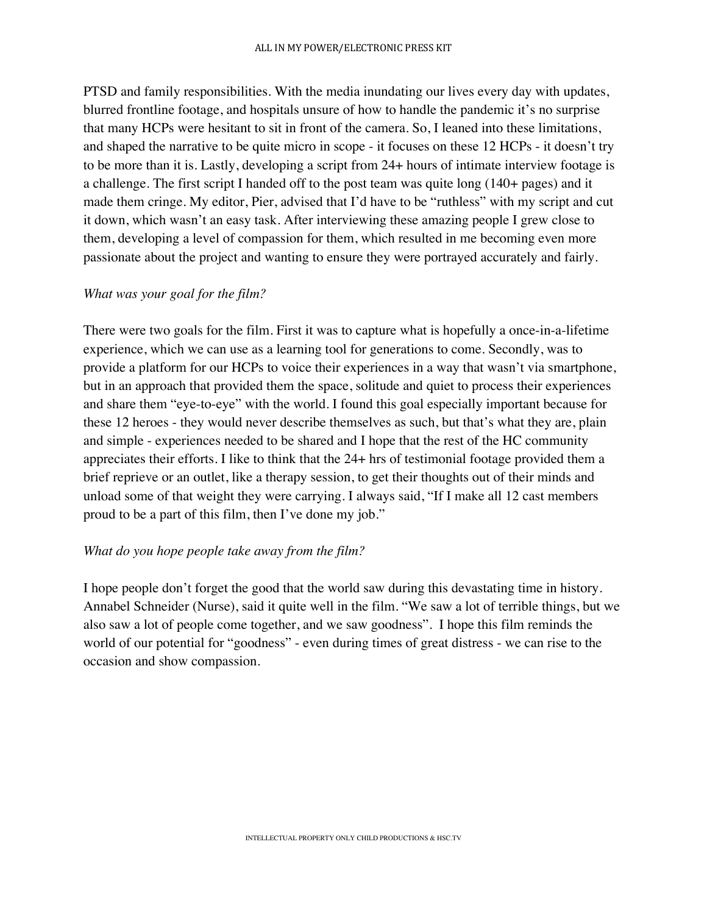PTSD and family responsibilities. With the media inundating our lives every day with updates, blurred frontline footage, and hospitals unsure of how to handle the pandemic it's no surprise that many HCPs were hesitant to sit in front of the camera. So, I leaned into these limitations, and shaped the narrative to be quite micro in scope - it focuses on these 12 HCPs - it doesn't try to be more than it is. Lastly, developing a script from 24+ hours of intimate interview footage is a challenge. The first script I handed off to the post team was quite long (140+ pages) and it made them cringe. My editor, Pier, advised that I'd have to be "ruthless" with my script and cut it down, which wasn't an easy task. After interviewing these amazing people I grew close to them, developing a level of compassion for them, which resulted in me becoming even more passionate about the project and wanting to ensure they were portrayed accurately and fairly.

*What was your goal for the film?*

There were two goals for the film. First it was to capture what is hopefully a once-in-a-lifetime experience, which we can use as a learning tool for generations to come. Secondly, was to provide a platform for our HCPs to voice their experiences in a way that wasn't via smartphone, but in an approach that provided them the space, solitude and quiet to process their experiences and share them "eye-to-eye" with the world. I found this goal especially important because for these 12 heroes - they would never describe themselves as such, but that's what they are, plain and simple - experiences needed to be shared and I hope that the rest of the HC community appreciates their efforts. I like to think that the 24+ hrs of testimonial footage provided them a brief reprieve or an outlet, like a therapy session, to get their thoughts out of their minds and unload some of that weight they were carrying. I always said, "If I make all 12 cast members proud to be a part of this film, then I've done my job."

*What do you hope people take away from the film?*

I hope people don't forget the good that the world saw during this devastating time in history. Annabel Schneider (Nurse), said it quite well in the film. "We saw a lot of terrible things, but we also saw a lot of people come together, and we saw goodness". I hope this film reminds the world of our potential for "goodness" - even during times of great distress - we can rise to the occasion and show compassion.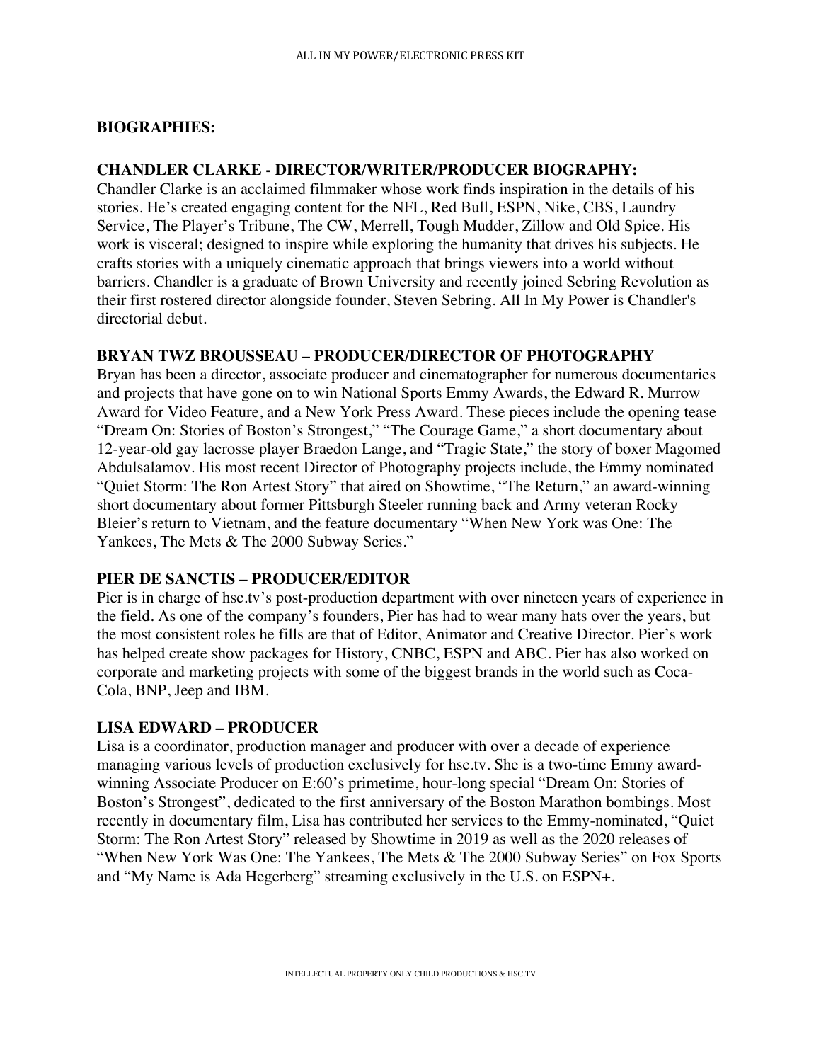## BIOGRAPHIES:

### CHANDLER CLARKE - DIRECTOR/WRITER/PRODUCER BIOGRAPHY:

Chandler Clarke is an acclaimed filmmaker whose work finds inspiration in the details of his stories. He's created engaging content for the NFL, Red Bull, ESPN, Nike, CBS, Laundry Service, The Player's Tribune, The CW, Merrell, Tough Mudder, Zillow and Old Spice. His work is visceral; designed to inspire while exploring the humanity that drives his subjects. He crafts stories with a uniquely cinematic approach that brings viewers into a world without barriers. Chandler is a graduate of Brown University and recently joined Sebring Revolution as their first rostered director alongside founder, Steven Sebring. All In My Power is Chandler's directorial debut.

### BRYAN TWZ BROUSSEAU – PRODUCER/DIRECTOR OF PHOTOGRAPHY

Bryan has been a director, associate producer and cinematographer for numerous documentaries and projects that have gone on to win National Sports Emmy Awards, the Edward R. Murrow Award for Video Feature, and a New York Press Award. These pieces include the opening tease "Dream On: Stories of Boston's Strongest," "The Courage Game," a short documentary about 12-year-old gay lacrosse player Braedon Lange, and "Tragic State," the story of boxer Magomed Abdulsalamov. His most recent Director of Photography projects include, the Emmy nominated "Quiet Storm: The Ron Artest Story" that aired on Showtime, "The Return," an award-winning short documentary about former Pittsburgh Steeler running back and Army veteran Rocky Bleier's return to Vietnam, and the feature documentary "When New York was One: The Yankees, The Mets & The 2000 Subway Series."

### PIER DE SANCTIS – PRODUCER/EDITOR

Pier is in charge of hsc.tv's post-production department with over nineteen years of experience in the field. As one of the company's founders, Pier has had to wear many hats over the years, but the most consistent roles he fills are that of Editor, Animator and Creative Director. Pier's work has helped create show packages for History, CNBC, ESPN and ABC. Pier has also worked on corporate and marketing projects with some of the biggest brands in the world such as Coca-Cola, BNP, Jeep and IBM.

### LISA EDWARD – PRODUCER

Lisa is a coordinator, production manager and producer with over a decade of experience managing various levels of production exclusively for hsc.tv. She is a two-time Emmy award-winning Associate Producer on E:60's primetime, hour-long special "Dream On: Stories of Boston's Strongest", dedicated to the first anniversary of the Boston Marathon bombings. Most recently in documentary film, Lisa has contributed her services to the Emmy-nominated, "Quiet Storm: The Ron Artest Story" released by Showtime in 2019 as well as the 2020 releases of "When New York Was One: The Yankees, The Mets & The 2000 Subway Series" on Fox Sports and "My Name is Ada Hegerberg" streaming exclusively in the U.S. on ESPN+.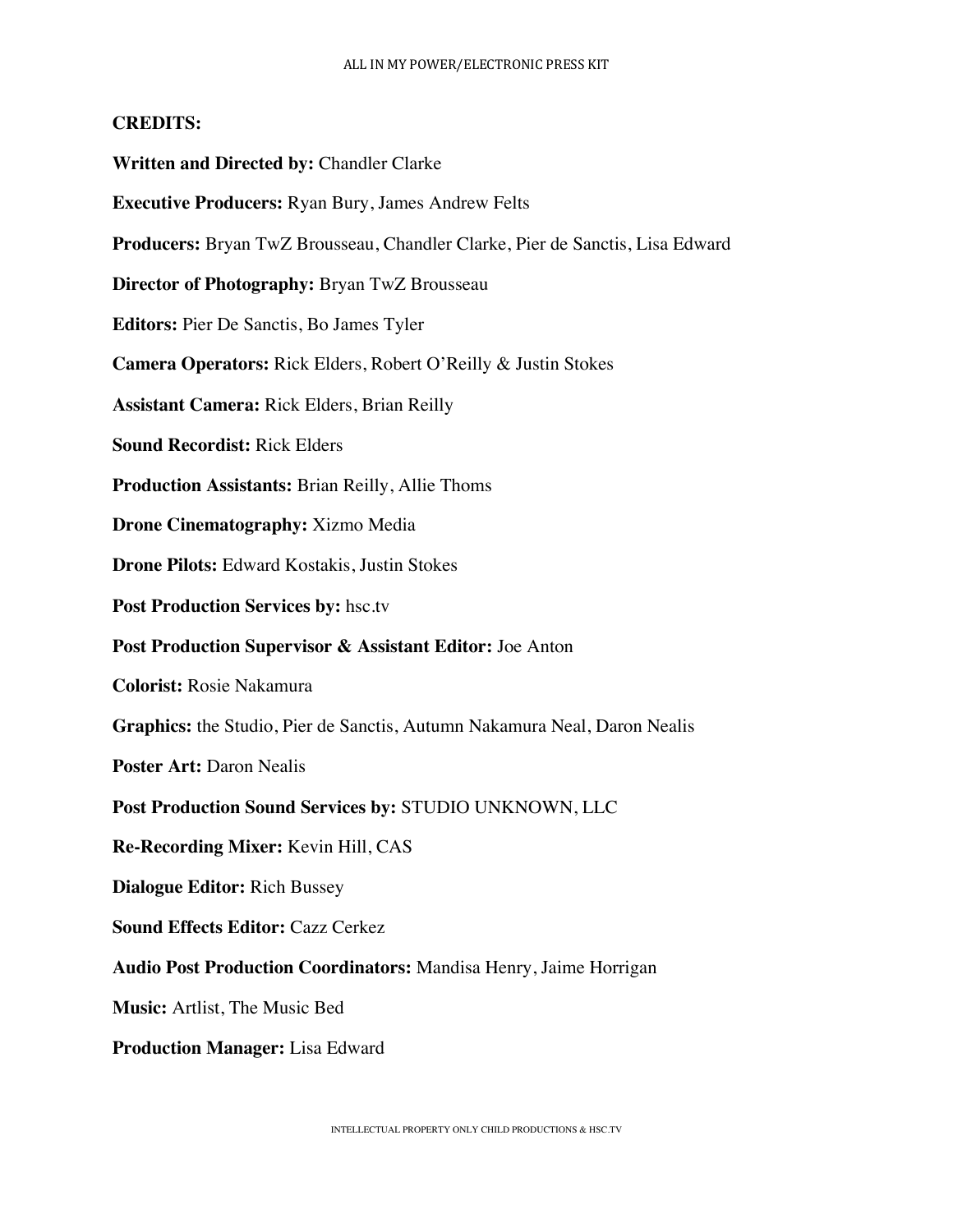**CREDITS:**

**Written and Directed by:** Chandler Clarke

**Executive Producers:** Ryan Bury, James Andrew Felts

**Producers:** Bryan TwZ Brousseau, Chandler Clarke, Pier de Sanctis, Lisa Edward

**Director of Photography:** Bryan TwZ Brousseau

**Editors:** Pier De Sanctis, Bo James Tyler

**Camera Operators:** Rick Elders, Robert O'Reilly & Justin Stokes

**Assistant Camera:** Rick Elders, Brian Reilly

**Sound Recordist:** Rick Elders

**Production Assistants:** Brian Reilly, Allie Thoms

**Drone Cinematography:** Xizmo Media

**Drone Pilots:** Edward Kostakis, Justin Stokes

**Post Production Services by:** hsc.tv

**Post Production Supervisor & Assistant Editor:** Joe Anton

**Colorist:** Rosie Nakamura

**Graphics:** the Studio, Pier de Sanctis, Autumn Nakamura Neal, Daron Nealis

**Poster Art:** Daron Nealis

**Post Production Sound Services by:** STUDIO UNKNOWN, LLC

**Re-Recording Mixer:** Kevin Hill, CAS

**Dialogue Editor:** Rich Bussey

**Sound Effects Editor:** Cazz Cerkez

**Audio Post Production Coordinators:** Mandisa Henry, Jaime Horrigan

**Music:** Artlist, The Music Bed

**Production Manager:** Lisa Edward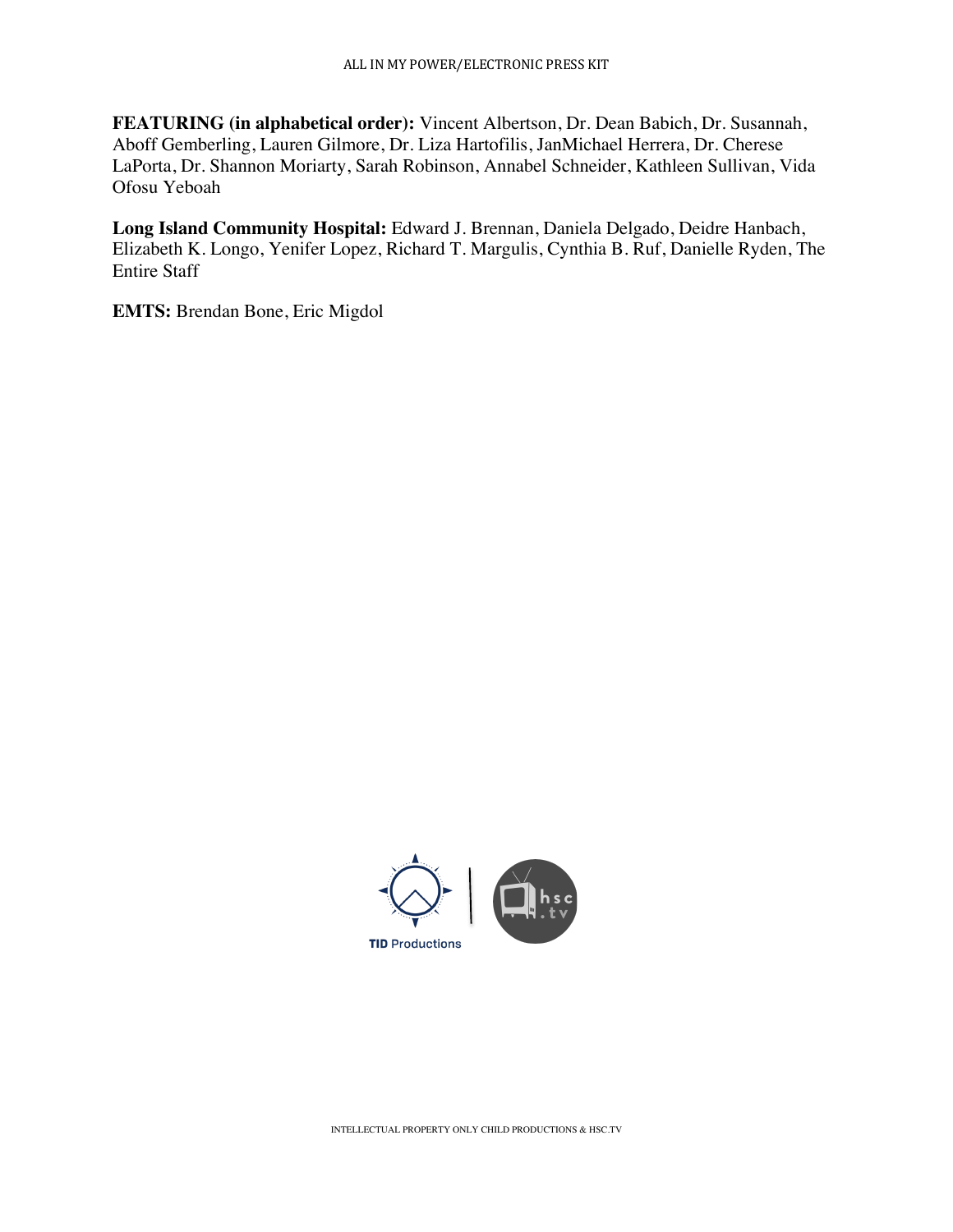**FEATURING (in alphabetical order):** Vincent Albertson, Dr. Dean Babich, Dr. Susannah, Aboff Gemberling, Lauren Gilmore, Dr. Liza Hartofilis, JanMichael Herrera, Dr. Cherese LaPorta, Dr. Shannon Moriarty, Sarah Robinson, Annabel Schneider, Kathleen Sullivan, Vida Ofosu Yeboah

**Long Island Community Hospital:** Edward J. Brennan, Daniela Delgado, Deidre Hanbach, Elizabeth K. Longo, Yenifer Lopez, Richard T. Margulis, Cynthia B. Ruf, Danielle Ryden, The Entire Staff

**EMTS:** Brendan Bone, Eric Migdol

TID Productions

hsc.tv